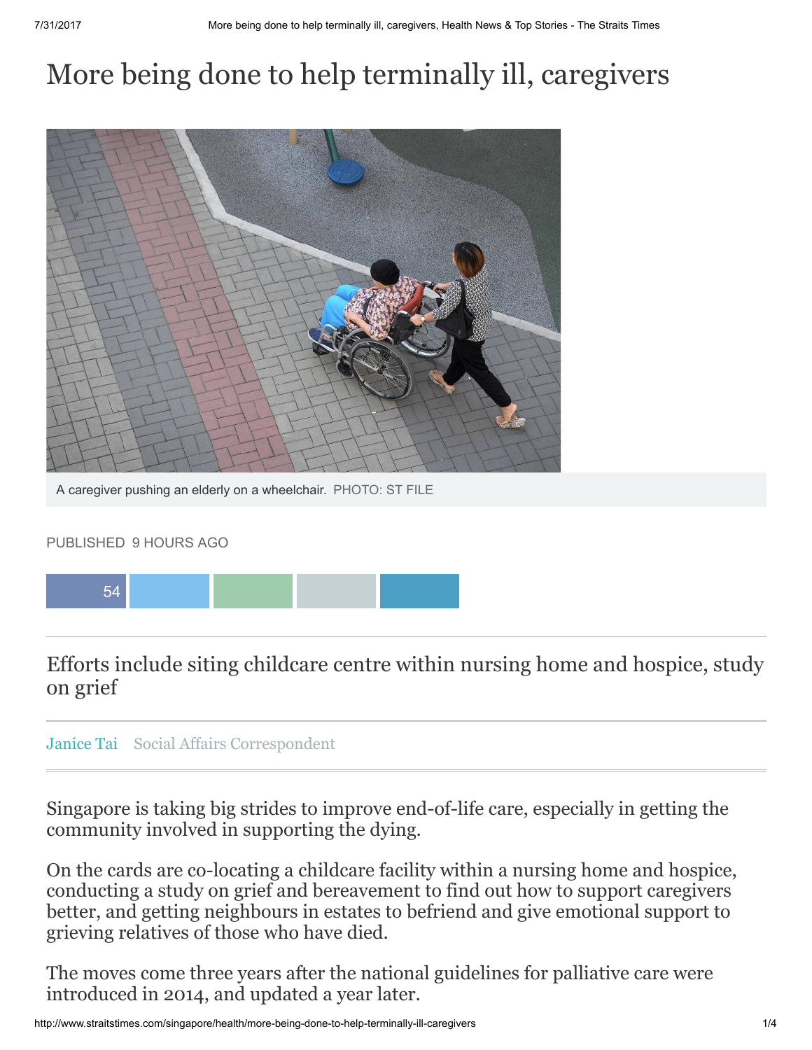# More being done to help terminally ill, caregivers

A caregiver pushing an elderly on a wheelchair. PHOTO: ST FILE

PUBLISHED 9 HOURS AGO

54

## Efforts include siting childcare centre within nursing home and hospice, study on grief

Janice Tai Social Affairs Correspondent

Singapore is taking big strides to improve end-of-life care, especially in getting the community involved in supporting the dying.

On the cards are co-locating a childcare facility within a nursing home and hospice, conducting a study on grief and bereavement to find out how to support caregivers better, and getting neighbours in estates to befriend and give emotional support to grieving relatives of those who have died.

The moves come three years after the national guidelines for palliative care were introduced in 2014, and updated a year later.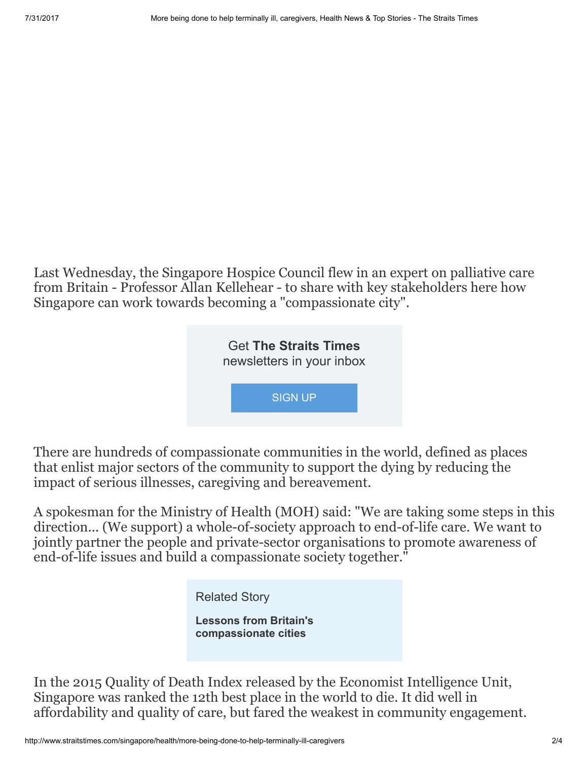Last Wednesday, the Singapore Hospice Council flew in an expert on palliative care from Britain - Professor Allan Kellehear - to share with key stakeholders here how Singapore can work towards becoming a "compassionate city".

Get **The Straits Times** newsletters in your inbox

SIGN UP

There are hundreds of compassionate communities in the world, defined as places that enlist major sectors of the community to support the dying by reducing the impact of serious illnesses, caregiving and bereavement.

A spokesman for the Ministry of Health (MOH) said: "We are taking some steps in this direction... (We support) a whole-of-society approach to end-of-life care. We want to jointly partner the people and private-sector organisations to promote awareness of end-of-life issues and build a compassionate society together."

Related Story

**Lessons from Britain's compassionate cities**

In the 2015 Quality of Death Index released by the Economist Intelligence Unit, Singapore was ranked the 12th best place in the world to die. It did well in affordability and quality of care, but fared the weakest in community engagement.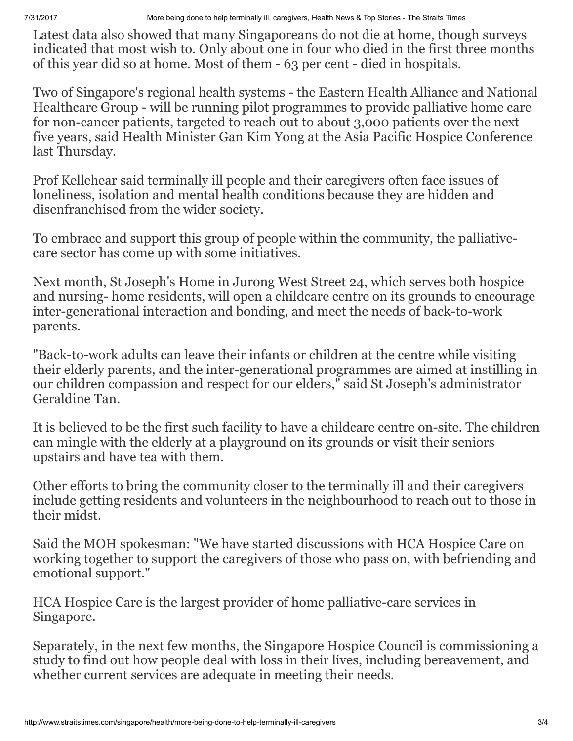Latest data also showed that many Singaporeans do not die at home, though surveys indicated that most wish to. Only about one in four who died in the first three months of this year did so at home. Most of them - 63 per cent - died in hospitals.

Two of Singapore's regional health systems - the Eastern Health Alliance and National Healthcare Group - will be running pilot programmes to provide palliative home care for non-cancer patients, targeted to reach out to about 3,000 patients over the next five years, said Health Minister Gan Kim Yong at the Asia Pacific Hospice Conference last Thursday.

Prof Kellehear said terminally ill people and their caregivers often face issues of loneliness, isolation and mental health conditions because they are hidden and disenfranchised from the wider society.

To embrace and support this group of people within the community, the palliative-care sector has come up with some initiatives.

Next month, St Joseph's Home in Jurong West Street 24, which serves both hospice and nursing- home residents, will open a childcare centre on its grounds to encourage inter-generational interaction and bonding, and meet the needs of back-to-work parents.

"Back-to-work adults can leave their infants or children at the centre while visiting their elderly parents, and the inter-generational programmes are aimed at instilling in our children compassion and respect for our elders," said St Joseph's administrator Geraldine Tan.

It is believed to be the first such facility to have a childcare centre on-site. The children can mingle with the elderly at a playground on its grounds or visit their seniors upstairs and have tea with them.

Other efforts to bring the community closer to the terminally ill and their caregivers include getting residents and volunteers in the neighbourhood to reach out to those in their midst.

Said the MOH spokesman: "We have started discussions with HCA Hospice Care on working together to support the caregivers of those who pass on, with befriending and emotional support."

HCA Hospice Care is the largest provider of home palliative-care services in Singapore.

Separately, in the next few months, the Singapore Hospice Council is commissioning a study to find out how people deal with loss in their lives, including bereavement, and whether current services are adequate in meeting their needs.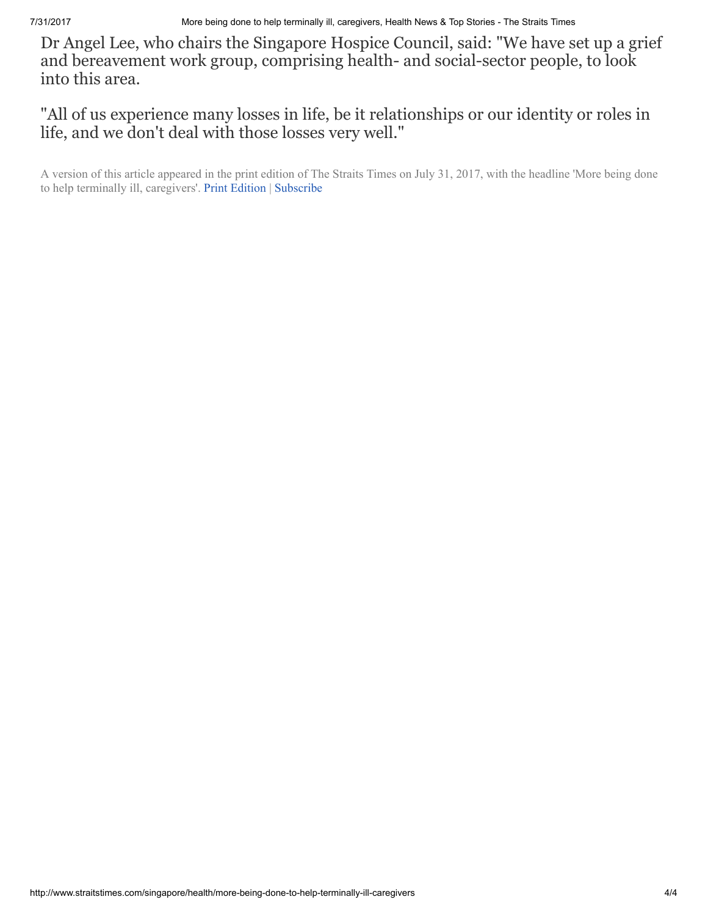Dr Angel Lee, who chairs the Singapore Hospice Council, said: "We have set up a grief and bereavement work group, comprising health- and social-sector people, to look into this area.

"All of us experience many losses in life, be it relationships or our identity or roles in life, and we don't deal with those losses very well."

A version of this article appeared in the print edition of The Straits Times on July 31, 2017, with the headline 'More being done to help terminally ill, caregivers'. Print Edition | Subscribe